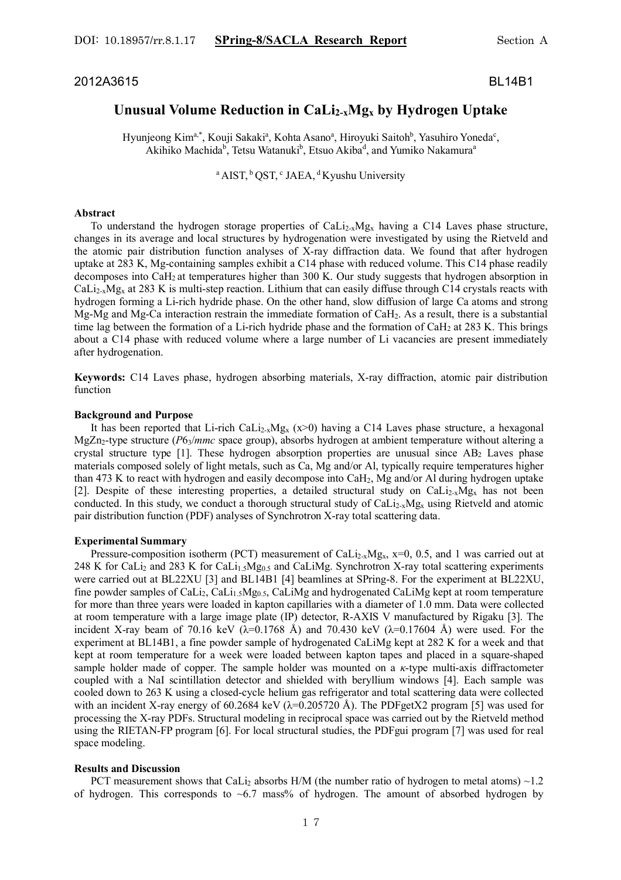2012A3615 BL14B1

# Unusual Volume Reduction in $CaLi_{2-x}Mg_x$ by Hydrogen Uptake

Hyunjeong Kim[a,*], Kouji Sakaki[a], Kohta Asano[a], Hiroyuki Saitoh[b], Yasuhiro Yoneda[c], Akihiko Machida[b], Tetsu Watanuki[b], Etsuo Akiba[d], and Yumiko Nakamura[a]

[a] AIST, [b] QST, [c] JAEA, [d] Kyushu University

**Abstract**

To understand the hydrogen storage properties of $CaLi_{2-x}Mg_x$ having a C14 Laves phase structure, changes in its average and local structures by hydrogenation were investigated by using the Rietveld and the atomic pair distribution function analyses of X-ray diffraction data. We found that after hydrogen uptake at 283 K, Mg-containing samples exhibit a C14 phase with reduced volume. This C14 phase readily decomposes into $CaH_2$ at temperatures higher than 300 K. Our study suggests that hydrogen absorption in $CaLi_{2-x}Mg_x$ at 283 K is multi-step reaction. Lithium that can easily diffuse through C14 crystals reacts with hydrogen forming a Li-rich hydride phase. On the other hand, slow diffusion of large Ca atoms and strong Mg-Mg and Mg-Ca interaction restrain the immediate formation of $CaH_2$. As a result, there is a substantial time lag between the formation of a Li-rich hydride phase and the formation of $CaH_2$ at 283 K. This brings about a C14 phase with reduced volume where a large number of Li vacancies are present immediately after hydrogenation.

**Keywords:** C14 Laves phase, hydrogen absorbing materials, X-ray diffraction, atomic pair distribution function

**Background and Purpose**

It has been reported that Li-rich $CaLi_{2-x}Mg_x$ ($x>0$) having a C14 Laves phase structure, a hexagonal $MgZn_2$-type structure ($P6_3/mmc$ space group), absorbs hydrogen at ambient temperature without altering a crystal structure type [1]. These hydrogen absorption properties are unusual since $AB_2$ Laves phase materials composed solely of light metals, such as Ca, Mg and/or Al, typically require temperatures higher than 473 K to react with hydrogen and easily decompose into $CaH_2$, Mg and/or Al during hydrogen uptake [2]. Despite of these interesting properties, a detailed structural study on $CaLi_{2-x}Mg_x$ has not been conducted. In this study, we conduct a thorough structural study of $CaLi_{2-x}Mg_x$ using Rietveld and atomic pair distribution function (PDF) analyses of Synchrotron X-ray total scattering data.

**Experimental Summary**

Pressure-composition isotherm (PCT) measurement of $CaLi_{2-x}Mg_x$, x=0, 0.5, and 1 was carried out at 248 K for $CaLi_2$ and 283 K for $CaLi_{1.5}Mg_{0.5}$ and CaLiMg. Synchrotron X-ray total scattering experiments were carried out at BL22XU [3] and BL14B1 [4] beamlines at SPring-8. For the experiment at BL22XU, fine powder samples of $CaLi_2$, $CaLi_{1.5}Mg_{0.5}$, CaLiMg and hydrogenated CaLiMg kept at room temperature for more than three years were loaded in kapton capillaries with a diameter of 1.0 mm. Data were collected at room temperature with a large image plate (IP) detector, R-AXIS V manufactured by Rigaku [3]. The incident X-ray beam of 70.16 keV ($\lambda$=0.1768 Å) and 70.430 keV ($\lambda$=0.17604 Å) were used. For the experiment at BL14B1, a fine powder sample of hydrogenated CaLiMg kept at 282 K for a week and that kept at room temperature for a week were loaded between kapton tapes and placed in a square-shaped sample holder made of copper. The sample holder was mounted on a $\kappa$-type multi-axis diffractometer coupled with a NaI scintillation detector and shielded with beryllium windows [4]. Each sample was cooled down to 263 K using a closed-cycle helium gas refrigerator and total scattering data were collected with an incident X-ray energy of 60.2684 keV ($\lambda$=0.205720 Å). The PDFgetX2 program [5] was used for processing the X-ray PDFs. Structural modeling in reciprocal space was carried out by the Rietveld method using the RIETAN-FP program [6]. For local structural studies, the PDFgui program [7] was used for real space modeling.

**Results and Discussion**

PCT measurement shows that $CaLi_2$ absorbs H/M (the number ratio of hydrogen to metal atoms) ~1.2 of hydrogen. This corresponds to ~6.7 mass% of hydrogen. The amount of absorbed hydrogen by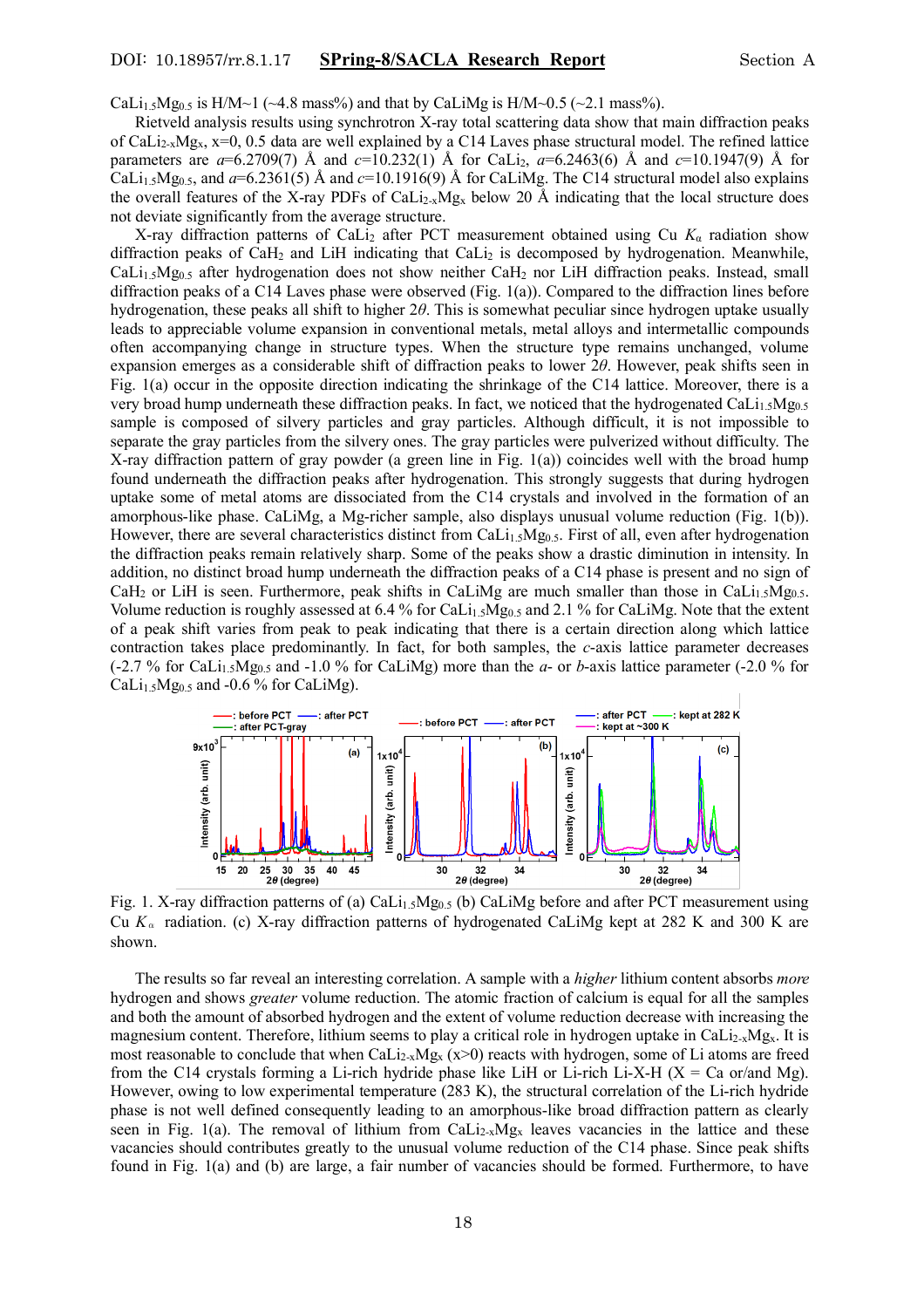$CaLi_{1.5}Mg_{0.5}$ is H/M~1 (~4.8 mass%) and that by CaLiMg is H/M~0.5 (~2.1 mass%).

Rietveld analysis results using synchrotron X-ray total scattering data show that main diffraction peaks of $CaLi_{2-x}Mg_x$, x=0, 0.5 data are well explained by a C14 Laves phase structural model. The refined lattice parameters are $a$=6.2709(7) Å and $c$=10.232(1) Å for $CaLi_2$, $a$=6.2463(6) Å and $c$=10.1947(9) Å for $CaLi_{1.5}Mg_{0.5}$, and $a$=6.2361(5) Å and $c$=10.1916(9) Å for CaLiMg. The C14 structural model also explains the overall features of the X-ray PDFs of $CaLi_{2-x}Mg_x$ below 20 Å indicating that the local structure does not deviate significantly from the average structure.

X-ray diffraction patterns of $CaLi_2$ after PCT measurement obtained using Cu $K_\alpha$ radiation show diffraction peaks of $CaH_2$ and LiH indicating that $CaLi_2$ is decomposed by hydrogenation. Meanwhile, $CaLi_{1.5}Mg_{0.5}$ after hydrogenation does not show neither $CaH_2$ nor LiH diffraction peaks. Instead, small diffraction peaks of a C14 Laves phase were observed (Fig. 1(a)). Compared to the diffraction lines before hydrogenation, these peaks all shift to higher $2\theta$. This is somewhat peculiar since hydrogen uptake usually leads to appreciable volume expansion in conventional metals, metal alloys and intermetallic compounds often accompanying change in structure types. When the structure type remains unchanged, volume expansion emerges as a considerable shift of diffraction peaks to lower $2\theta$. However, peak shifts seen in Fig. 1(a) occur in the opposite direction indicating the shrinkage of the C14 lattice. Moreover, there is a very broad hump underneath these diffraction peaks. In fact, we noticed that the hydrogenated $CaLi_{1.5}Mg_{0.5}$ sample is composed of silvery particles and gray particles. Although difficult, it is not impossible to separate the gray particles from the silvery ones. The gray particles were pulverized without difficulty. The X-ray diffraction pattern of gray powder (a green line in Fig. 1(a)) coincides well with the broad hump found underneath the diffraction peaks after hydrogenation. This strongly suggests that during hydrogen uptake some of metal atoms are dissociated from the C14 crystals and involved in the formation of an amorphous-like phase. CaLiMg, a Mg-richer sample, also displays unusual volume reduction (Fig. 1(b)). However, there are several characteristics distinct from $CaLi_{1.5}Mg_{0.5}$. First of all, even after hydrogenation the diffraction peaks remain relatively sharp. Some of the peaks show a drastic diminution in intensity. In addition, no distinct broad hump underneath the diffraction peaks of a C14 phase is present and no sign of $CaH_2$ or LiH is seen. Furthermore, peak shifts in CaLiMg are much smaller than those in $CaLi_{1.5}Mg_{0.5}$. Volume reduction is roughly assessed at 6.4 % for $CaLi_{1.5}Mg_{0.5}$ and 2.1 % for CaLiMg. Note that the extent of a peak shift varies from peak to peak indicating that there is a certain direction along which lattice contraction takes place predominantly. In fact, for both samples, the $c$-axis lattice parameter decreases (-2.7 % for $CaLi_{1.5}Mg_{0.5}$ and -1.0 % for CaLiMg) more than the $a$- or $b$-axis lattice parameter (-2.0 % for $CaLi_{1.5}Mg_{0.5}$ and -0.6 % for CaLiMg).

Fig. 1. X-ray diffraction patterns of (a) $CaLi_{1.5}Mg_{0.5}$ (b) CaLiMg before and after PCT measurement using Cu $K_\alpha$ radiation. (c) X-ray diffraction patterns of hydrogenated CaLiMg kept at 282 K and 300 K are shown.

The results so far reveal an interesting correlation. A sample with a *higher* lithium content absorbs *more* hydrogen and shows *greater* volume reduction. The atomic fraction of calcium is equal for all the samples and both the amount of absorbed hydrogen and the extent of volume reduction decrease with increasing the magnesium content. Therefore, lithium seems to play a critical role in hydrogen uptake in $CaLi_{2-x}Mg_x$. It is most reasonable to conclude that when $CaLi_{2-x}Mg_x$ (x>0) reacts with hydrogen, some of Li atoms are freed from the C14 crystals forming a Li-rich hydride phase like LiH or Li-rich Li-X-H (X = Ca or/and Mg). However, owing to low experimental temperature (283 K), the structural correlation of the Li-rich hydride phase is not well defined consequently leading to an amorphous-like broad diffraction pattern as clearly seen in Fig. 1(a). The removal of lithium from $CaLi_{2-x}Mg_x$ leaves vacancies in the lattice and these vacancies should contributes greatly to the unusual volume reduction of the C14 phase. Since peak shifts found in Fig. 1(a) and (b) are large, a fair number of vacancies should be formed. Furthermore, to have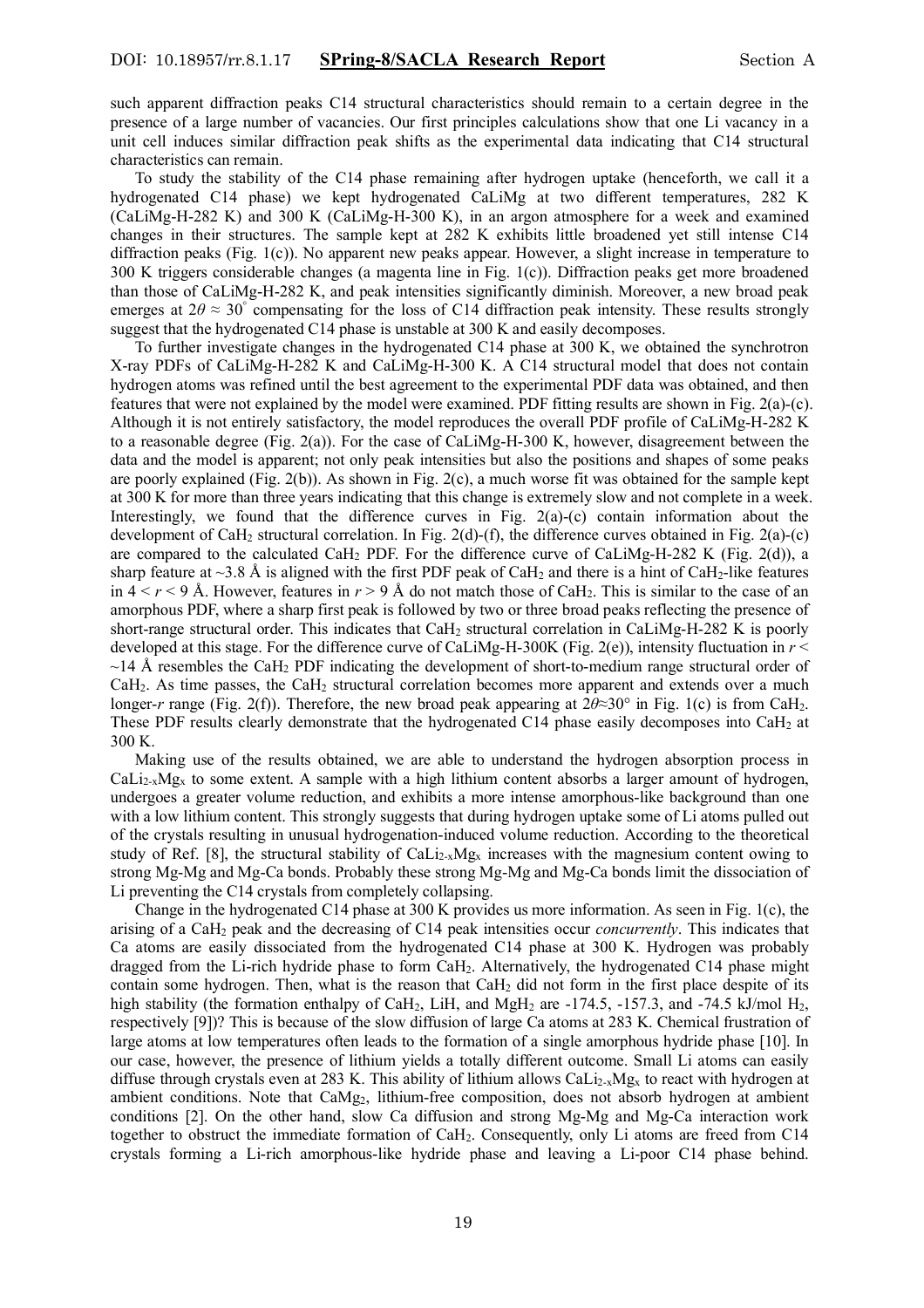such apparent diffraction peaks C14 structural characteristics should remain to a certain degree in the presence of a large number of vacancies. Our first principles calculations show that one Li vacancy in a unit cell induces similar diffraction peak shifts as the experimental data indicating that C14 structural characteristics can remain.

To study the stability of the C14 phase remaining after hydrogen uptake (henceforth, we call it a hydrogenated C14 phase) we kept hydrogenated CaLiMg at two different temperatures, 282 K (CaLiMg-H-282 K) and 300 K (CaLiMg-H-300 K), in an argon atmosphere for a week and examined changes in their structures. The sample kept at 282 K exhibits little broadened yet still intense C14 diffraction peaks (Fig. 1(c)). No apparent new peaks appear. However, a slight increase in temperature to 300 K triggers considerable changes (a magenta line in Fig. 1(c)). Diffraction peaks get more broadened than those of CaLiMg-H-282 K, and peak intensities significantly diminish. Moreover, a new broad peak emerges at $2\theta \approx 30^{\circ}$ compensating for the loss of C14 diffraction peak intensity. These results strongly suggest that the hydrogenated C14 phase is unstable at 300 K and easily decomposes.

To further investigate changes in the hydrogenated C14 phase at 300 K, we obtained the synchrotron X-ray PDFs of CaLiMg-H-282 K and CaLiMg-H-300 K. A C14 structural model that does not contain hydrogen atoms was refined until the best agreement to the experimental PDF data was obtained, and then features that were not explained by the model were examined. PDF fitting results are shown in Fig. 2(a)-(c). Although it is not entirely satisfactory, the model reproduces the overall PDF profile of CaLiMg-H-282 K to a reasonable degree (Fig. 2(a)). For the case of CaLiMg-H-300 K, however, disagreement between the data and the model is apparent; not only peak intensities but also the positions and shapes of some peaks are poorly explained (Fig. 2(b)). As shown in Fig. 2(c), a much worse fit was obtained for the sample kept at 300 K for more than three years indicating that this change is extremely slow and not complete in a week. Interestingly, we found that the difference curves in Fig. 2(a)-(c) contain information about the development of $CaH_2$ structural correlation. In Fig. 2(d)-(f), the difference curves obtained in Fig. 2(a)-(c) are compared to the calculated $CaH_2$ PDF. For the difference curve of CaLiMg-H-282 K (Fig. 2(d)), a sharp feature at ~3.8 Å is aligned with the first PDF peak of $CaH_2$ and there is a hint of $CaH_2$-like features in $4 < r < 9$ Å. However, features in $r > 9$ Å do not match those of $CaH_2$. This is similar to the case of an amorphous PDF, where a sharp first peak is followed by two or three broad peaks reflecting the presence of short-range structural order. This indicates that $CaH_2$ structural correlation in CaLiMg-H-282 K is poorly developed at this stage. For the difference curve of CaLiMg-H-300K (Fig. 2(e)), intensity fluctuation in $r <$ ~14 Å resembles the $CaH_2$ PDF indicating the development of short-to-medium range structural order of $CaH_2$. As time passes, the $CaH_2$ structural correlation becomes more apparent and extends over a much longer-$r$ range (Fig. 2(f)). Therefore, the new broad peak appearing at $2\theta \approx 30°$ in Fig. 1(c) is from $CaH_2$. These PDF results clearly demonstrate that the hydrogenated C14 phase easily decomposes into $CaH_2$ at 300 K.

Making use of the results obtained, we are able to understand the hydrogen absorption process in $CaLi_{2-x}Mg_x$ to some extent. A sample with a high lithium content absorbs a larger amount of hydrogen, undergoes a greater volume reduction, and exhibits a more intense amorphous-like background than one with a low lithium content. This strongly suggests that during hydrogen uptake some of Li atoms pulled out of the crystals resulting in unusual hydrogenation-induced volume reduction. According to the theoretical study of Ref. [8], the structural stability of $CaLi_{2-x}Mg_x$ increases with the magnesium content owing to strong Mg-Mg and Mg-Ca bonds. Probably these strong Mg-Mg and Mg-Ca bonds limit the dissociation of Li preventing the C14 crystals from completely collapsing.

Change in the hydrogenated C14 phase at 300 K provides us more information. As seen in Fig. 1(c), the arising of a $CaH_2$ peak and the decreasing of C14 peak intensities occur *concurrently*. This indicates that Ca atoms are easily dissociated from the hydrogenated C14 phase at 300 K. Hydrogen was probably dragged from the Li-rich hydride phase to form $CaH_2$. Alternatively, the hydrogenated C14 phase might contain some hydrogen. Then, what is the reason that $CaH_2$ did not form in the first place despite of its high stability (the formation enthalpy of $CaH_2$, LiH, and $MgH_2$ are -174.5, -157.3, and -74.5 kJ/mol $H_2$, respectively [9])? This is because of the slow diffusion of large Ca atoms at 283 K. Chemical frustration of large atoms at low temperatures often leads to the formation of a single amorphous hydride phase [10]. In our case, however, the presence of lithium yields a totally different outcome. Small Li atoms can easily diffuse through crystals even at 283 K. This ability of lithium allows $CaLi_{2-x}Mg_x$ to react with hydrogen at ambient conditions. Note that $CaMg_2$, lithium-free composition, does not absorb hydrogen at ambient conditions [2]. On the other hand, slow Ca diffusion and strong Mg-Mg and Mg-Ca interaction work together to obstruct the immediate formation of $CaH_2$. Consequently, only Li atoms are freed from C14 crystals forming a Li-rich amorphous-like hydride phase and leaving a Li-poor C14 phase behind.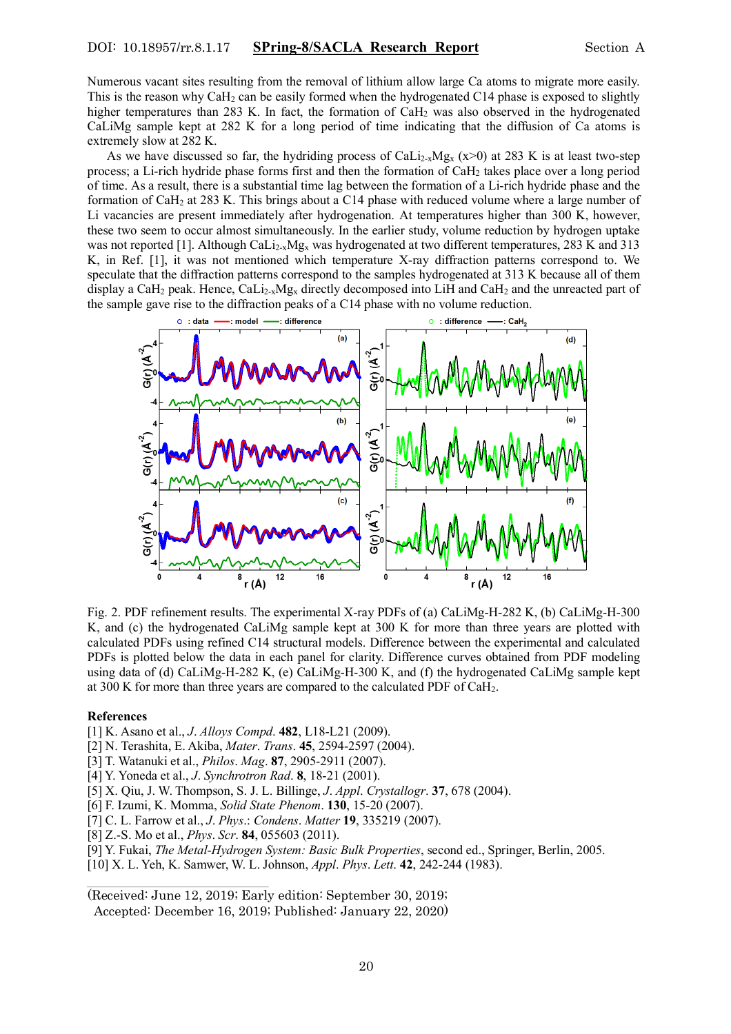Numerous vacant sites resulting from the removal of lithium allow large Ca atoms to migrate more easily. This is the reason why $CaH_2$ can be easily formed when the hydrogenated C14 phase is exposed to slightly higher temperatures than 283 K. In fact, the formation of $CaH_2$ was also observed in the hydrogenated CaLiMg sample kept at 282 K for a long period of time indicating that the diffusion of Ca atoms is extremely slow at 282 K.

As we have discussed so far, the hydriding process of $CaLi_{2-x}Mg_x$ (x>0) at 283 K is at least two-step process; a Li-rich hydride phase forms first and then the formation of $CaH_2$ takes place over a long period of time. As a result, there is a substantial time lag between the formation of a Li-rich hydride phase and the formation of $CaH_2$ at 283 K. This brings about a C14 phase with reduced volume where a large number of Li vacancies are present immediately after hydrogenation. At temperatures higher than 300 K, however, these two seem to occur almost simultaneously. In the earlier study, volume reduction by hydrogen uptake was not reported [1]. Although $CaLi_{2-x}Mg_x$ was hydrogenated at two different temperatures, 283 K and 313 K, in Ref. [1], it was not mentioned which temperature X-ray diffraction patterns correspond to. We speculate that the diffraction patterns correspond to the samples hydrogenated at 313 K because all of them display a $CaH_2$ peak. Hence, $CaLi_{2-x}Mg_x$ directly decomposed into LiH and $CaH_2$ and the unreacted part of the sample gave rise to the diffraction peaks of a C14 phase with no volume reduction.

○ : data —: model —: difference
○ : difference —: $CaH_2$
(a) (b) (c) (d) (e) (f)
G(r) (Å$^{-2}$)
r (Å)

Fig. 2. PDF refinement results. The experimental X-ray PDFs of (a) CaLiMg-H-282 K, (b) CaLiMg-H-300 K, and (c) the hydrogenated CaLiMg sample kept at 300 K for more than three years are plotted with calculated PDFs using refined C14 structural models. Difference between the experimental and calculated PDFs is plotted below the data in each panel for clarity. Difference curves obtained from PDF modeling using data of (d) CaLiMg-H-282 K, (e) CaLiMg-H-300 K, and (f) the hydrogenated CaLiMg sample kept at 300 K for more than three years are compared to the calculated PDF of $CaH_2$.

## References

[1] K. Asano et al., *J. Alloys Compd*. **482**, L18-L21 (2009).
[2] N. Terashita, E. Akiba, *Mater. Trans*. **45**, 2594-2597 (2004).
[3] T. Watanuki et al., *Philos. Mag*. **87**, 2905-2911 (2007).
[4] Y. Yoneda et al., *J. Synchrotron Rad*. **8**, 18-21 (2001).
[5] X. Qiu, J. W. Thompson, S. J. L. Billinge, *J. Appl. Crystallogr*. **37**, 678 (2004).
[6] F. Izumi, K. Momma, *Solid State Phenom*. **130**, 15-20 (2007).
[7] C. L. Farrow et al., *J. Phys.: Condens. Matter* **19**, 335219 (2007).
[8] Z.-S. Mo et al., *Phys. Scr*. **84**, 055603 (2011).
[9] Y. Fukai, *The Metal-Hydrogen System: Basic Bulk Properties*, second ed., Springer, Berlin, 2005.
[10] X. L. Yeh, K. Samwer, W. L. Johnson, *Appl. Phys. Lett*. **42**, 242-244 (1983).

(Received: June 12, 2019; Early edition: September 30, 2019; Accepted: December 16, 2019; Published: January 22, 2020)